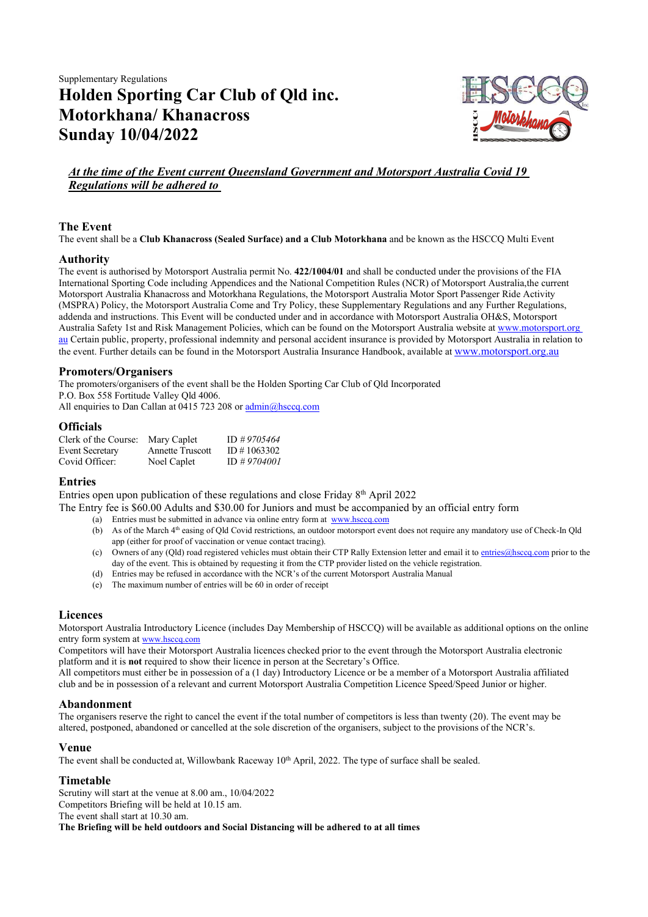Supplementary Regulations

# Holden Sporting Car Club of Qld inc.
# Motorkhana/ Khanacross
# Sunday 10/04/2022

***<u>At the time of the Event current Queensland Government and Motorsport Australia Covid 19 Regulations will be adhered to</u>***

## The Event

The event shall be a **Club Khanacross (Sealed Surface) and a Club Motorkhana** and be known as the HSCCQ Multi Event

## Authority

The event is authorised by Motorsport Australia permit No. **422/1004/01** and shall be conducted under the provisions of the FIA International Sporting Code including Appendices and the National Competition Rules (NCR) of Motorsport Australia,the current Motorsport Australia Khanacross and Motorkhana Regulations, the Motorsport Australia Motor Sport Passenger Ride Activity (MSPRA) Policy, the Motorsport Australia Come and Try Policy, these Supplementary Regulations and any Further Regulations, addenda and instructions. This Event will be conducted under and in accordance with Motorsport Australia OH&S, Motorsport Australia Safety 1st and Risk Management Policies, which can be found on the Motorsport Australia website at www.motorsport.org.au Certain public, property, professional indemnity and personal accident insurance is provided by Motorsport Australia in relation to the event. Further details can be found in the Motorsport Australia Insurance Handbook, available at www.motorsport.org.au

## Promoters/Organisers

The promoters/organisers of the event shall be the Holden Sporting Car Club of Qld Incorporated
P.O. Box 558 Fortitude Valley Qld 4006.
All enquiries to Dan Callan at 0415 723 208 or admin@hsccq.com

## Officials

| | | |
|---|---|---|
| Clerk of the Course: | Mary Caplet | ID # *9705464* |
| Event Secretary | Annette Truscott | ID # 1063302 |
| Covid Officer: | Noel Caplet | ID # *9704001* |

## Entries

Entries open upon publication of these regulations and close Friday 8th April 2022

The Entry fee is $60.00 Adults and $30.00 for Juniors and must be accompanied by an official entry form

(a) Entries must be submitted in advance via online entry form at www.hsccq.com
(b) As of the March 4th easing of Qld Covid restrictions, an outdoor motorsport event does not require any mandatory use of Check-In Qld app (either for proof of vaccination or venue contact tracing).
(c) Owners of any (Qld) road registered vehicles must obtain their CTP Rally Extension letter and email it to entries@hsccq.com prior to the day of the event. This is obtained by requesting it from the CTP provider listed on the vehicle registration.
(d) Entries may be refused in accordance with the NCR's of the current Motorsport Australia Manual
(e) The maximum number of entries will be 60 in order of receipt

## Licences

Motorsport Australia Introductory Licence (includes Day Membership of HSCCQ) will be available as additional options on the online entry form system at www.hsccq.com

Competitors will have their Motorsport Australia licences checked prior to the event through the Motorsport Australia electronic platform and it is **not** required to show their licence in person at the Secretary's Office.

All competitors must either be in possession of a (1 day) Introductory Licence or be a member of a Motorsport Australia affiliated club and be in possession of a relevant and current Motorsport Australia Competition Licence Speed/Speed Junior or higher.

## Abandonment

The organisers reserve the right to cancel the event if the total number of competitors is less than twenty (20). The event may be altered, postponed, abandoned or cancelled at the sole discretion of the organisers, subject to the provisions of the NCR's.

## Venue

The event shall be conducted at, Willowbank Raceway 10th April, 2022. The type of surface shall be sealed.

## Timetable

Scrutiny will start at the venue at 8.00 am., 10/04/2022
Competitors Briefing will be held at 10.15 am.
The event shall start at 10.30 am.
**The Briefing will be held outdoors and Social Distancing will be adhered to at all times**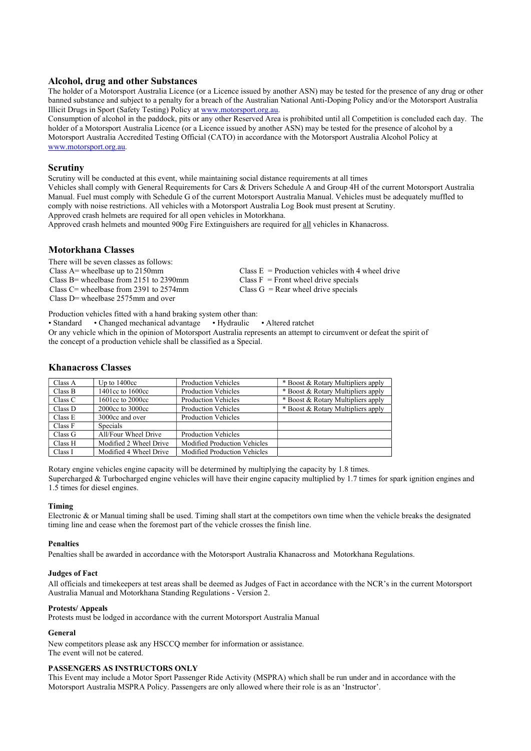## Alcohol, drug and other Substances

The holder of a Motorsport Australia Licence (or a Licence issued by another ASN) may be tested for the presence of any drug or other banned substance and subject to a penalty for a breach of the Australian National Anti-Doping Policy and/or the Motorsport Australia Illicit Drugs in Sport (Safety Testing) Policy at www.motorsport.org.au.

Consumption of alcohol in the paddock, pits or any other Reserved Area is prohibited until all Competition is concluded each day. The holder of a Motorsport Australia Licence (or a Licence issued by another ASN) may be tested for the presence of alcohol by a Motorsport Australia Accredited Testing Official (CATO) in accordance with the Motorsport Australia Alcohol Policy at www.motorsport.org.au.

## Scrutiny

Scrutiny will be conducted at this event, while maintaining social distance requirements at all times

Vehicles shall comply with General Requirements for Cars & Drivers Schedule A and Group 4H of the current Motorsport Australia Manual. Fuel must comply with Schedule G of the current Motorsport Australia Manual. Vehicles must be adequately muffled to comply with noise restrictions. All vehicles with a Motorsport Australia Log Book must present at Scrutiny.

Approved crash helmets are required for all open vehicles in Motorkhana.

Approved crash helmets and mounted 900g Fire Extinguishers are required for all vehicles in Khanacross.

## Motorkhana Classes

There will be seven classes as follows:

Class A= wheelbase up to 2150mm
Class B= wheelbase from 2151 to 2390mm
Class C= wheelbase from 2391 to 2574mm
Class D= wheelbase 2575mm and over
Class E = Production vehicles with 4 wheel drive
Class F = Front wheel drive specials
Class G = Rear wheel drive specials

Production vehicles fitted with a hand braking system other than:

• Standard • Changed mechanical advantage • Hydraulic • Altered ratchet

Or any vehicle which in the opinion of Motorsport Australia represents an attempt to circumvent or defeat the spirit of the concept of a production vehicle shall be classified as a Special.

## Khanacross Classes

| | | | |
|---|---|---|---|
| Class A | Up to 1400cc | Production Vehicles | * Boost & Rotary Multipliers apply |
| Class B | 1401cc to 1600cc | Production Vehicles | * Boost & Rotary Multipliers apply |
| Class C | 1601cc to 2000cc | Production Vehicles | * Boost & Rotary Multipliers apply |
| Class D | 2000cc to 3000cc | Production Vehicles | * Boost & Rotary Multipliers apply |
| Class E | 3000cc and over | Production Vehicles | |
| Class F | Specials | | |
| Class G | All/Four Wheel Drive | Production Vehicles | |
| Class H | Modified 2 Wheel Drive | Modified Production Vehicles | |
| Class I | Modified 4 Wheel Drive | Modified Production Vehicles | |

Rotary engine vehicles engine capacity will be determined by multiplying the capacity by 1.8 times.

Supercharged & Turbocharged engine vehicles will have their engine capacity multiplied by 1.7 times for spark ignition engines and 1.5 times for diesel engines.

### Timing

Electronic & or Manual timing shall be used. Timing shall start at the competitors own time when the vehicle breaks the designated timing line and cease when the foremost part of the vehicle crosses the finish line.

### Penalties

Penalties shall be awarded in accordance with the Motorsport Australia Khanacross and Motorkhana Regulations.

### Judges of Fact

All officials and timekeepers at test areas shall be deemed as Judges of Fact in accordance with the NCR's in the current Motorsport Australia Manual and Motorkhana Standing Regulations - Version 2.

### Protests/ Appeals

Protests must be lodged in accordance with the current Motorsport Australia Manual

### General

New competitors please ask any HSCCQ member for information or assistance.

The event will not be catered.

### PASSENGERS AS INSTRUCTORS ONLY

This Event may include a Motor Sport Passenger Ride Activity (MSPRA) which shall be run under and in accordance with the Motorsport Australia MSPRA Policy. Passengers are only allowed where their role is as an 'Instructor'.